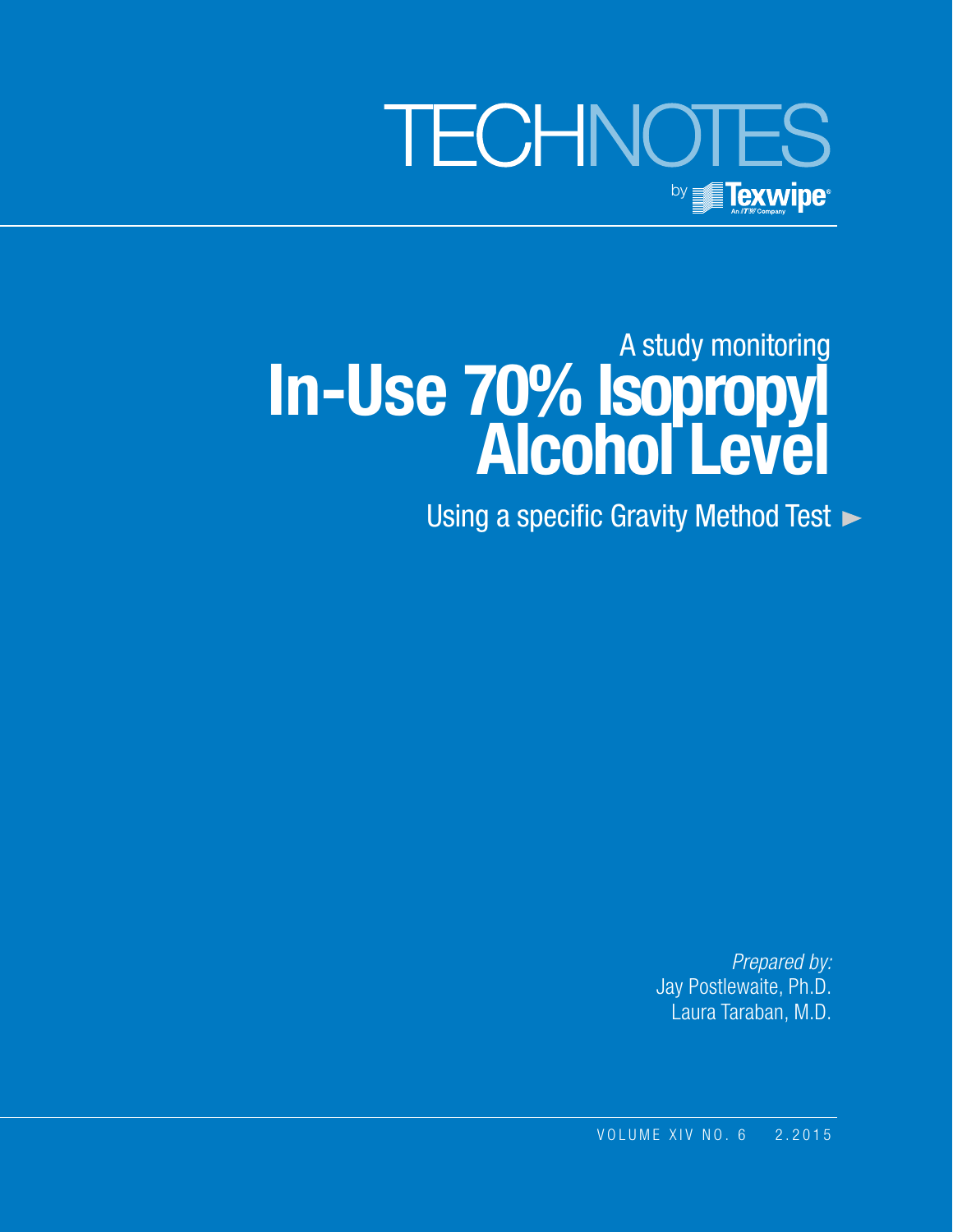TECHNOTES

by Texwipe

An ITW Company

A study monitoring

# In-Use 70% Isopropyl Alcohol Level

Using a specific Gravity Method Test

*Prepared by:*
Jay Postlewaite, Ph.D.
Laura Taraban, M.D.

VOLUME XIV NO. 6 2.2015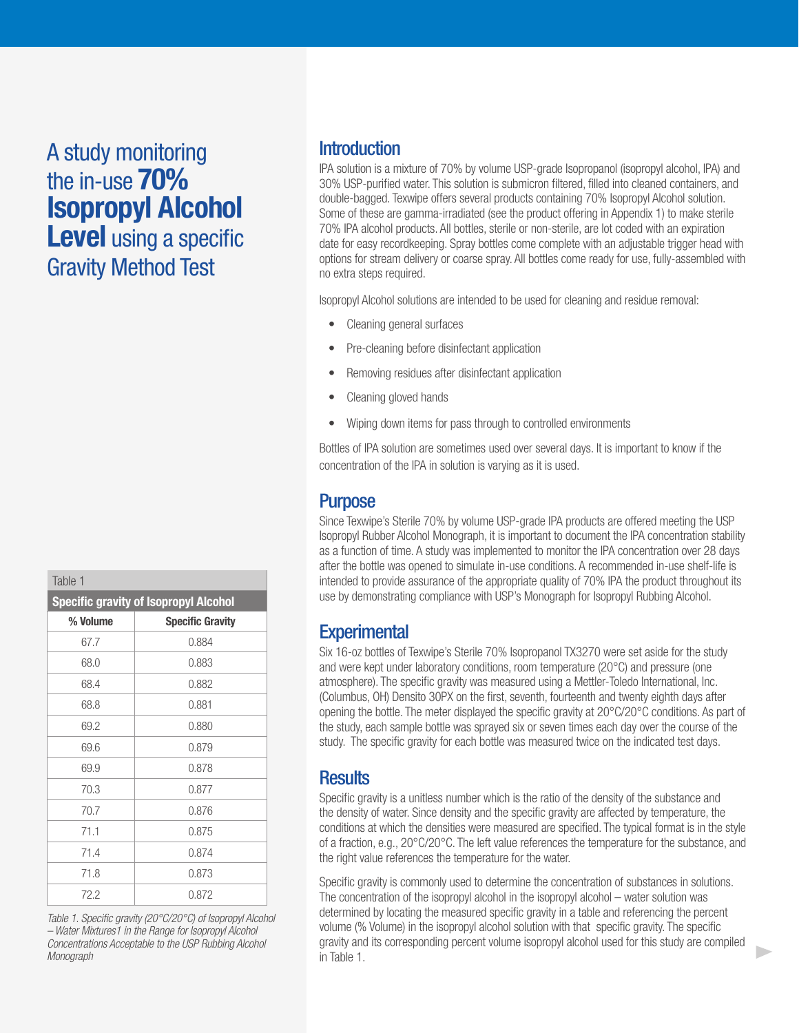# A study monitoring the in-use **70% Isopropyl Alcohol Level** using a specific Gravity Method Test

## Introduction

IPA solution is a mixture of 70% by volume USP-grade Isopropanol (isopropyl alcohol, IPA) and 30% USP-purified water. This solution is submicron filtered, filled into cleaned containers, and double-bagged. Texwipe offers several products containing 70% Isopropyl Alcohol solution. Some of these are gamma-irradiated (see the product offering in Appendix 1) to make sterile 70% IPA alcohol products. All bottles, sterile or non-sterile, are lot coded with an expiration date for easy recordkeeping. Spray bottles come complete with an adjustable trigger head with options for stream delivery or coarse spray. All bottles come ready for use, fully-assembled with no extra steps required.

Isopropyl Alcohol solutions are intended to be used for cleaning and residue removal:

- Cleaning general surfaces
- Pre-cleaning before disinfectant application
- Removing residues after disinfectant application
- Cleaning gloved hands
- Wiping down items for pass through to controlled environments

Bottles of IPA solution are sometimes used over several days. It is important to know if the concentration of the IPA in solution is varying as it is used.

## Purpose

Since Texwipe's Sterile 70% by volume USP-grade IPA products are offered meeting the USP Isopropyl Rubber Alcohol Monograph, it is important to document the IPA concentration stability as a function of time. A study was implemented to monitor the IPA concentration over 28 days after the bottle was opened to simulate in-use conditions. A recommended in-use shelf-life is intended to provide assurance of the appropriate quality of 70% IPA the product throughout its use by demonstrating compliance with USP's Monograph for Isopropyl Rubbing Alcohol.

## Experimental

Six 16-oz bottles of Texwipe's Sterile 70% Isopropanol TX3270 were set aside for the study and were kept under laboratory conditions, room temperature (20°C) and pressure (one atmosphere). The specific gravity was measured using a Mettler-Toledo International, Inc. (Columbus, OH) Densito 30PX on the first, seventh, fourteenth and twenty eighth days after opening the bottle. The meter displayed the specific gravity at 20°C/20°C conditions. As part of the study, each sample bottle was sprayed six or seven times each day over the course of the study. The specific gravity for each bottle was measured twice on the indicated test days.

## Results

Specific gravity is a unitless number which is the ratio of the density of the substance and the density of water. Since density and the specific gravity are affected by temperature, the conditions at which the densities were measured are specified. The typical format is in the style of a fraction, e.g., 20°C/20°C. The left value references the temperature for the substance, and the right value references the temperature for the water.

Specific gravity is commonly used to determine the concentration of substances in solutions. The concentration of the isopropyl alcohol in the isopropyl alcohol – water solution was determined by locating the measured specific gravity in a table and referencing the percent volume (% Volume) in the isopropyl alcohol solution with that specific gravity. The specific gravity and its corresponding percent volume isopropyl alcohol used for this study are compiled in Table 1.

Table 1

**Specific gravity of Isopropyl Alcohol**

| % Volume | Specific Gravity |
|---|---|
| 67.7 | 0.884 |
| 68.0 | 0.883 |
| 68.4 | 0.882 |
| 68.8 | 0.881 |
| 69.2 | 0.880 |
| 69.6 | 0.879 |
| 69.9 | 0.878 |
| 70.3 | 0.877 |
| 70.7 | 0.876 |
| 71.1 | 0.875 |
| 71.4 | 0.874 |
| 71.8 | 0.873 |
| 72.2 | 0.872 |

*Table 1. Specific gravity (20°C/20°C) of Isopropyl Alcohol – Water Mixtures1 in the Range for Isopropyl Alcohol Concentrations Acceptable to the USP Rubbing Alcohol Monograph*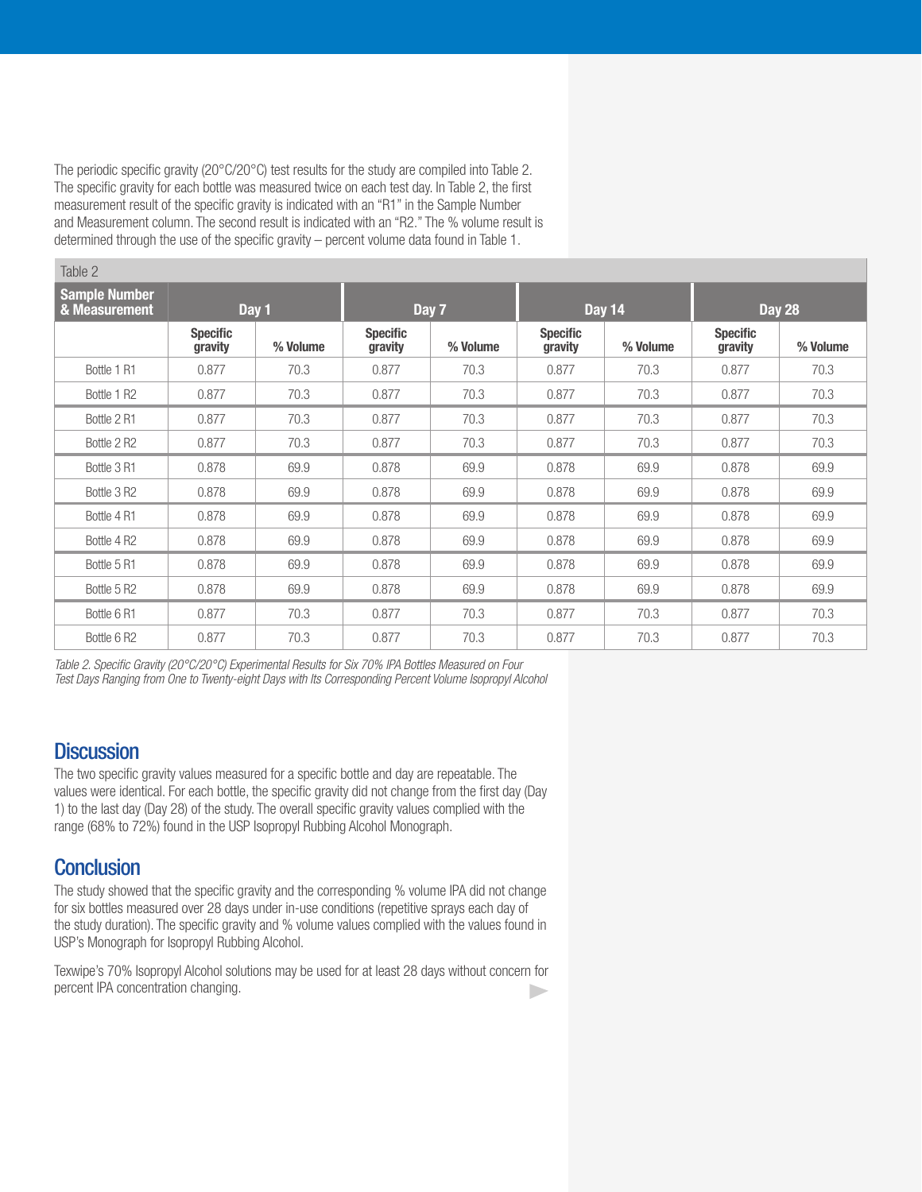The periodic specific gravity (20°C/20°C) test results for the study are compiled into Table 2. The specific gravity for each bottle was measured twice on each test day. In Table 2, the first measurement result of the specific gravity is indicated with an "R1" in the Sample Number and Measurement column. The second result is indicated with an "R2." The % volume result is determined through the use of the specific gravity – percent volume data found in Table 1.

Table 2

| Sample Number & Measurement | Day 1 | | Day 7 | | Day 14 | | Day 28 | |
|---|---|---|---|---|---|---|---|---|
| | Specific gravity | % Volume | Specific gravity | % Volume | Specific gravity | % Volume | Specific gravity | % Volume |
| Bottle 1 R1 | 0.877 | 70.3 | 0.877 | 70.3 | 0.877 | 70.3 | 0.877 | 70.3 |
| Bottle 1 R2 | 0.877 | 70.3 | 0.877 | 70.3 | 0.877 | 70.3 | 0.877 | 70.3 |
| Bottle 2 R1 | 0.877 | 70.3 | 0.877 | 70.3 | 0.877 | 70.3 | 0.877 | 70.3 |
| Bottle 2 R2 | 0.877 | 70.3 | 0.877 | 70.3 | 0.877 | 70.3 | 0.877 | 70.3 |
| Bottle 3 R1 | 0.878 | 69.9 | 0.878 | 69.9 | 0.878 | 69.9 | 0.878 | 69.9 |
| Bottle 3 R2 | 0.878 | 69.9 | 0.878 | 69.9 | 0.878 | 69.9 | 0.878 | 69.9 |
| Bottle 4 R1 | 0.878 | 69.9 | 0.878 | 69.9 | 0.878 | 69.9 | 0.878 | 69.9 |
| Bottle 4 R2 | 0.878 | 69.9 | 0.878 | 69.9 | 0.878 | 69.9 | 0.878 | 69.9 |
| Bottle 5 R1 | 0.878 | 69.9 | 0.878 | 69.9 | 0.878 | 69.9 | 0.878 | 69.9 |
| Bottle 5 R2 | 0.878 | 69.9 | 0.878 | 69.9 | 0.878 | 69.9 | 0.878 | 69.9 |
| Bottle 6 R1 | 0.877 | 70.3 | 0.877 | 70.3 | 0.877 | 70.3 | 0.877 | 70.3 |
| Bottle 6 R2 | 0.877 | 70.3 | 0.877 | 70.3 | 0.877 | 70.3 | 0.877 | 70.3 |

*Table 2. Specific Gravity (20°C/20°C) Experimental Results for Six 70% IPA Bottles Measured on Four Test Days Ranging from One to Twenty-eight Days with Its Corresponding Percent Volume Isopropyl Alcohol*

## Discussion

The two specific gravity values measured for a specific bottle and day are repeatable. The values were identical. For each bottle, the specific gravity did not change from the first day (Day 1) to the last day (Day 28) of the study. The overall specific gravity values complied with the range (68% to 72%) found in the USP Isopropyl Rubbing Alcohol Monograph.

## Conclusion

The study showed that the specific gravity and the corresponding % volume IPA did not change for six bottles measured over 28 days under in-use conditions (repetitive sprays each day of the study duration). The specific gravity and % volume values complied with the values found in USP's Monograph for Isopropyl Rubbing Alcohol.

Texwipe's 70% Isopropyl Alcohol solutions may be used for at least 28 days without concern for percent IPA concentration changing.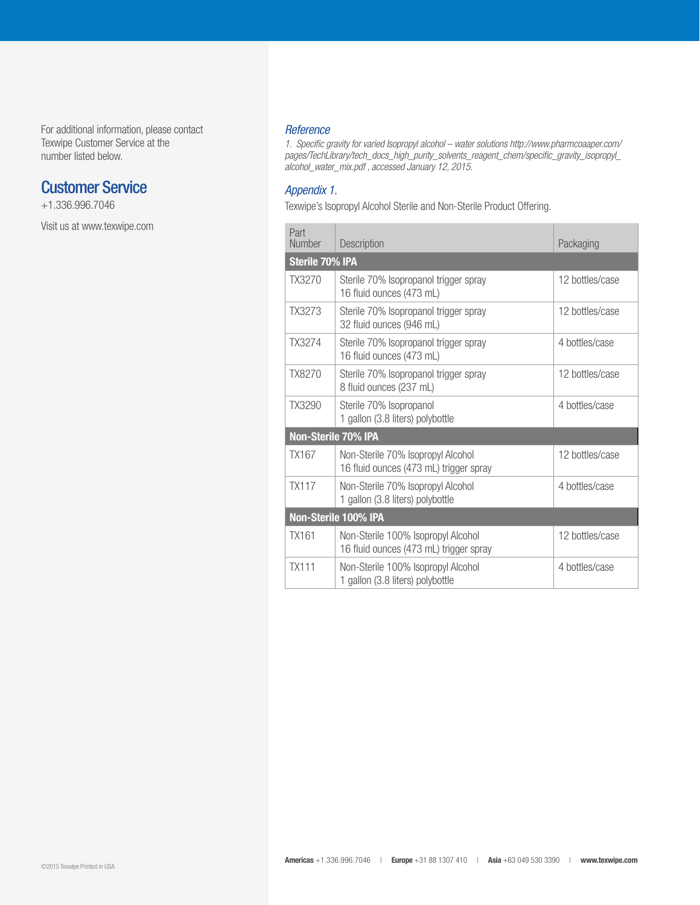For additional information, please contact Texwipe Customer Service at the number listed below.

## Customer Service

+1.336.996.7046

Visit us at www.texwipe.com

### *Reference*

*1. Specific gravity for varied Isopropyl alcohol – water solutions http://www.pharmcoaaper.com/pages/TechLibrary/tech_docs_high_purity_solvents_reagent_chem/specific_gravity_isopropyl_alcohol_water_mix.pdf , accessed January 12, 2015.*

### *Appendix 1.*

Texwipe's Isopropyl Alcohol Sterile and Non-Sterile Product Offering.

| Part Number | Description | Packaging |
|---|---|---|
| **Sterile 70% IPA** | | |
| TX3270 | Sterile 70% Isopropanol trigger spray 16 fluid ounces (473 mL) | 12 bottles/case |
| TX3273 | Sterile 70% Isopropanol trigger spray 32 fluid ounces (946 mL) | 12 bottles/case |
| TX3274 | Sterile 70% Isopropanol trigger spray 16 fluid ounces (473 mL) | 4 bottles/case |
| TX8270 | Sterile 70% Isopropanol trigger spray 8 fluid ounces (237 mL) | 12 bottles/case |
| TX3290 | Sterile 70% Isopropanol 1 gallon (3.8 liters) polybottle | 4 bottles/case |
| **Non-Sterile 70% IPA** | | |
| TX167 | Non-Sterile 70% Isopropyl Alcohol 16 fluid ounces (473 mL) trigger spray | 12 bottles/case |
| TX117 | Non-Sterile 70% Isopropyl Alcohol 1 gallon (3.8 liters) polybottle | 4 bottles/case |
| **Non-Sterile 100% IPA** | | |
| TX161 | Non-Sterile 100% Isopropyl Alcohol 16 fluid ounces (473 mL) trigger spray | 12 bottles/case |
| TX111 | Non-Sterile 100% Isopropyl Alcohol 1 gallon (3.8 liters) polybottle | 4 bottles/case |

©2015 Texwipe Printed in USA

**Americas** +1.336.996.7046 | **Europe** +31 88 1307 410 | **Asia** +63 049 530 3390 | **www.texwipe.com**